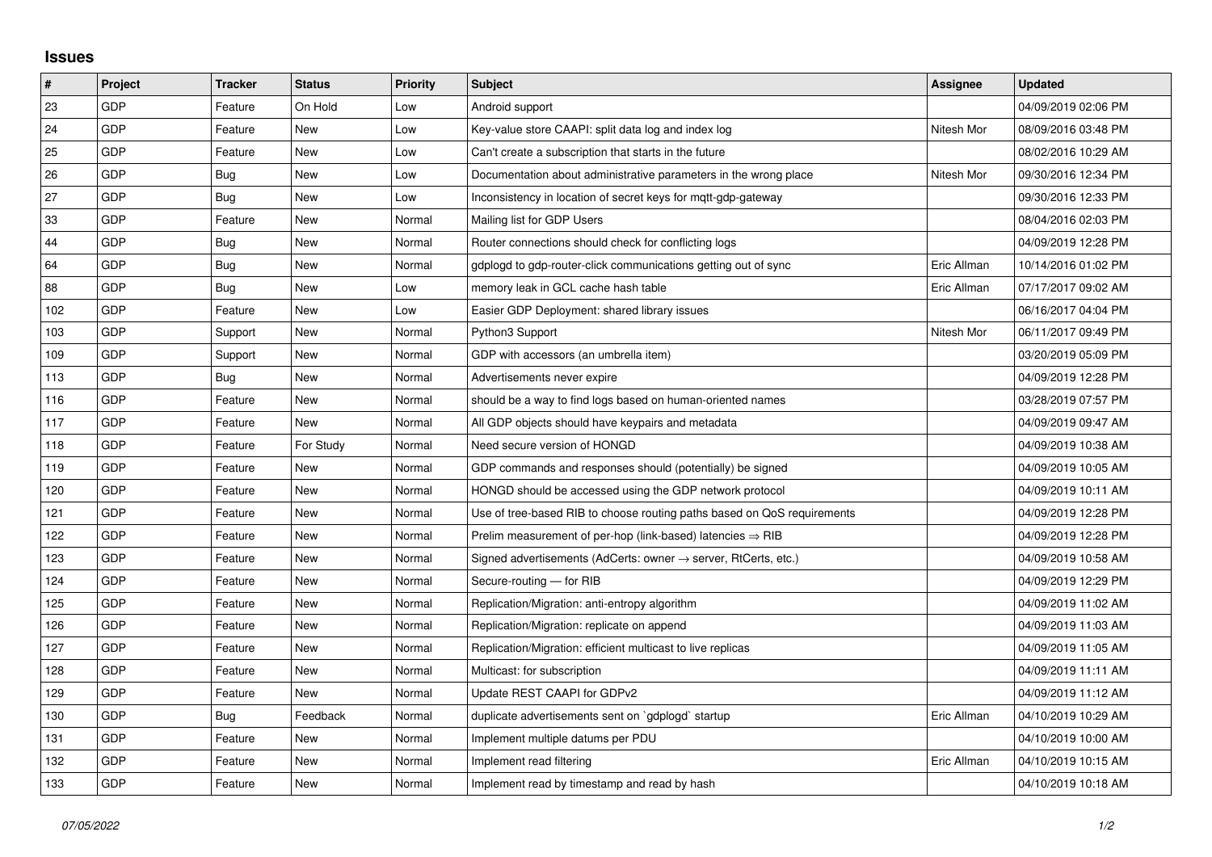## Issues

| # | Project | Tracker | Status | Priority | Subject | Assignee | Updated |
|---|---|---|---|---|---|---|---|
| 23 | GDP | Feature | On Hold | Low | Android support | | 04/09/2019 02:06 PM |
| 24 | GDP | Feature | New | Low | Key-value store CAAPI: split data log and index log | Nitesh Mor | 08/09/2016 03:48 PM |
| 25 | GDP | Feature | New | Low | Can't create a subscription that starts in the future | | 08/02/2016 10:29 AM |
| 26 | GDP | Bug | New | Low | Documentation about administrative parameters in the wrong place | Nitesh Mor | 09/30/2016 12:34 PM |
| 27 | GDP | Bug | New | Low | Inconsistency in location of secret keys for mqtt-gdp-gateway | | 09/30/2016 12:33 PM |
| 33 | GDP | Feature | New | Normal | Mailing list for GDP Users | | 08/04/2016 02:03 PM |
| 44 | GDP | Bug | New | Normal | Router connections should check for conflicting logs | | 04/09/2019 12:28 PM |
| 64 | GDP | Bug | New | Normal | gdplogd to gdp-router-click communications getting out of sync | Eric Allman | 10/14/2016 01:02 PM |
| 88 | GDP | Bug | New | Low | memory leak in GCL cache hash table | Eric Allman | 07/17/2017 09:02 AM |
| 102 | GDP | Feature | New | Low | Easier GDP Deployment: shared library issues | | 06/16/2017 04:04 PM |
| 103 | GDP | Support | New | Normal | Python3 Support | Nitesh Mor | 06/11/2017 09:49 PM |
| 109 | GDP | Support | New | Normal | GDP with accessors (an umbrella item) | | 03/20/2019 05:09 PM |
| 113 | GDP | Bug | New | Normal | Advertisements never expire | | 04/09/2019 12:28 PM |
| 116 | GDP | Feature | New | Normal | should be a way to find logs based on human-oriented names | | 03/28/2019 07:57 PM |
| 117 | GDP | Feature | New | Normal | All GDP objects should have keypairs and metadata | | 04/09/2019 09:47 AM |
| 118 | GDP | Feature | For Study | Normal | Need secure version of HONGD | | 04/09/2019 10:38 AM |
| 119 | GDP | Feature | New | Normal | GDP commands and responses should (potentially) be signed | | 04/09/2019 10:05 AM |
| 120 | GDP | Feature | New | Normal | HONGD should be accessed using the GDP network protocol | | 04/09/2019 10:11 AM |
| 121 | GDP | Feature | New | Normal | Use of tree-based RIB to choose routing paths based on QoS requirements | | 04/09/2019 12:28 PM |
| 122 | GDP | Feature | New | Normal | Prelim measurement of per-hop (link-based) latencies ⇒ RIB | | 04/09/2019 12:28 PM |
| 123 | GDP | Feature | New | Normal | Signed advertisements (AdCerts: owner → server, RtCerts, etc.) | | 04/09/2019 10:58 AM |
| 124 | GDP | Feature | New | Normal | Secure-routing — for RIB | | 04/09/2019 12:29 PM |
| 125 | GDP | Feature | New | Normal | Replication/Migration: anti-entropy algorithm | | 04/09/2019 11:02 AM |
| 126 | GDP | Feature | New | Normal | Replication/Migration: replicate on append | | 04/09/2019 11:03 AM |
| 127 | GDP | Feature | New | Normal | Replication/Migration: efficient multicast to live replicas | | 04/09/2019 11:05 AM |
| 128 | GDP | Feature | New | Normal | Multicast: for subscription | | 04/09/2019 11:11 AM |
| 129 | GDP | Feature | New | Normal | Update REST CAAPI for GDPv2 | | 04/09/2019 11:12 AM |
| 130 | GDP | Bug | Feedback | Normal | duplicate advertisements sent on `gdplogd` startup | Eric Allman | 04/10/2019 10:29 AM |
| 131 | GDP | Feature | New | Normal | Implement multiple datums per PDU | | 04/10/2019 10:00 AM |
| 132 | GDP | Feature | New | Normal | Implement read filtering | Eric Allman | 04/10/2019 10:15 AM |
| 133 | GDP | Feature | New | Normal | Implement read by timestamp and read by hash | | 04/10/2019 10:18 AM |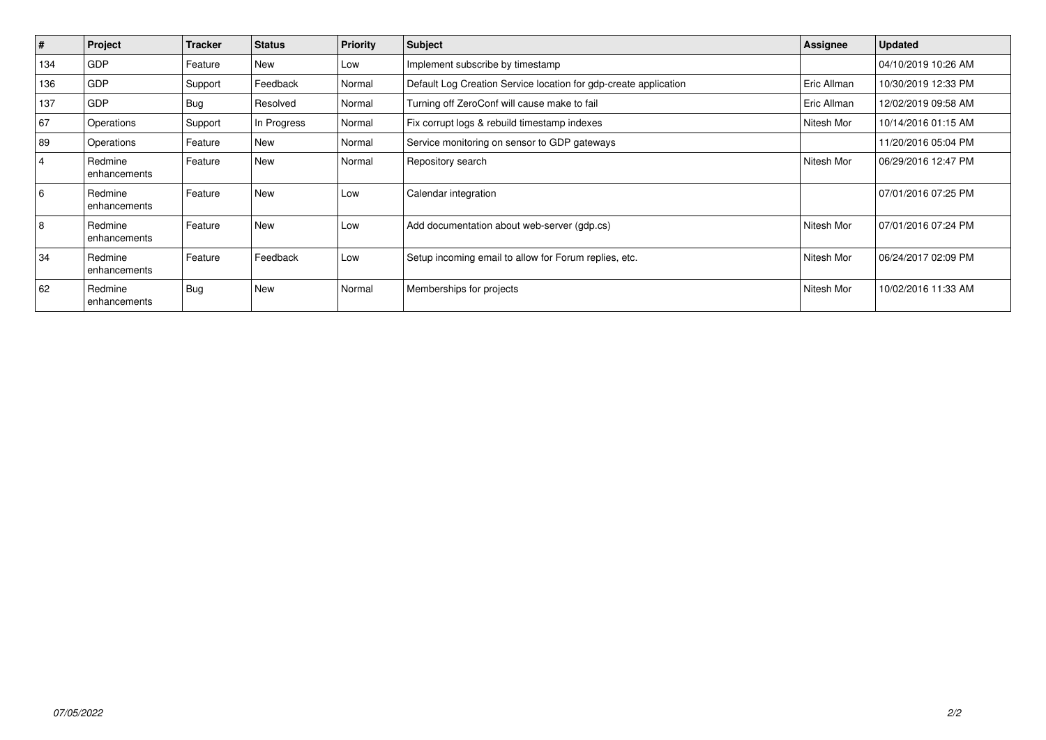| # | Project | Tracker | Status | Priority | Subject | Assignee | Updated |
|---|---|---|---|---|---|---|---|
| 134 | GDP | Feature | New | Low | Implement subscribe by timestamp | | 04/10/2019 10:26 AM |
| 136 | GDP | Support | Feedback | Normal | Default Log Creation Service location for gdp-create application | Eric Allman | 10/30/2019 12:33 PM |
| 137 | GDP | Bug | Resolved | Normal | Turning off ZeroConf will cause make to fail | Eric Allman | 12/02/2019 09:58 AM |
| 67 | Operations | Support | In Progress | Normal | Fix corrupt logs & rebuild timestamp indexes | Nitesh Mor | 10/14/2016 01:15 AM |
| 89 | Operations | Feature | New | Normal | Service monitoring on sensor to GDP gateways | | 11/20/2016 05:04 PM |
| 4 | Redmine enhancements | Feature | New | Normal | Repository search | Nitesh Mor | 06/29/2016 12:47 PM |
| 6 | Redmine enhancements | Feature | New | Low | Calendar integration | | 07/01/2016 07:25 PM |
| 8 | Redmine enhancements | Feature | New | Low | Add documentation about web-server (gdp.cs) | Nitesh Mor | 07/01/2016 07:24 PM |
| 34 | Redmine enhancements | Feature | Feedback | Low | Setup incoming email to allow for Forum replies, etc. | Nitesh Mor | 06/24/2017 02:09 PM |
| 62 | Redmine enhancements | Bug | New | Normal | Memberships for projects | Nitesh Mor | 10/02/2016 11:33 AM |